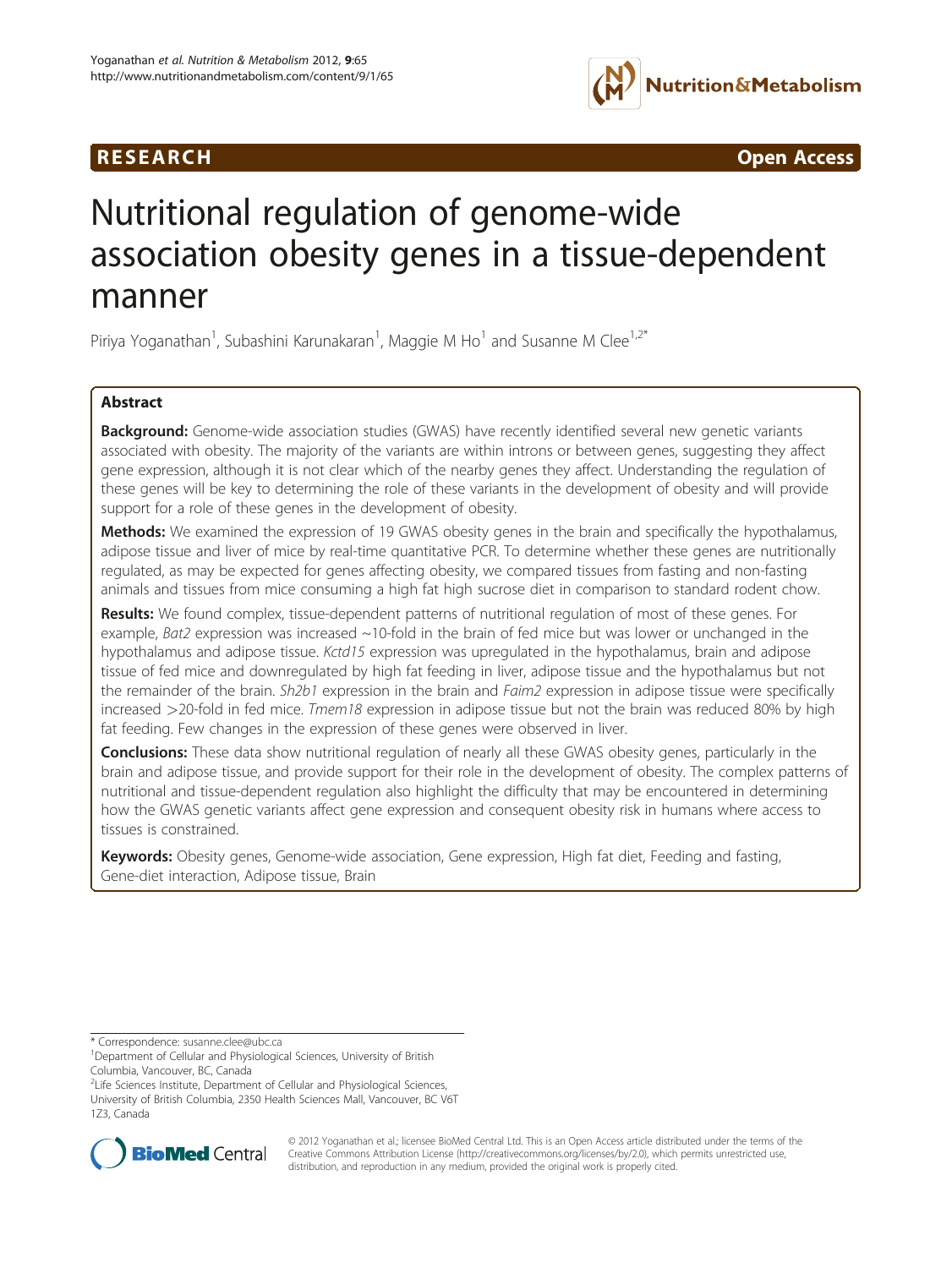RESEARCH Open Access

# Nutritional regulation of genome-wide association obesity genes in a tissue-dependent manner

Piriya Yoganathan[1], Subashini Karunakaran[1], Maggie M Ho[1] and Susanne M Clee[1,2*]

## Abstract

**Background:** Genome-wide association studies (GWAS) have recently identified several new genetic variants associated with obesity. The majority of the variants are within introns or between genes, suggesting they affect gene expression, although it is not clear which of the nearby genes they affect. Understanding the regulation of these genes will be key to determining the role of these variants in the development of obesity and will provide support for a role of these genes in the development of obesity.

**Methods:** We examined the expression of 19 GWAS obesity genes in the brain and specifically the hypothalamus, adipose tissue and liver of mice by real-time quantitative PCR. To determine whether these genes are nutritionally regulated, as may be expected for genes affecting obesity, we compared tissues from fasting and non-fasting animals and tissues from mice consuming a high fat high sucrose diet in comparison to standard rodent chow.

**Results:** We found complex, tissue-dependent patterns of nutritional regulation of most of these genes. For example, *Bat2* expression was increased ~10-fold in the brain of fed mice but was lower or unchanged in the hypothalamus and adipose tissue. *Kctd15* expression was upregulated in the hypothalamus, brain and adipose tissue of fed mice and downregulated by high fat feeding in liver, adipose tissue and the hypothalamus but not the remainder of the brain. *Sh2b1* expression in the brain and *Faim2* expression in adipose tissue were specifically increased >20-fold in fed mice. *Tmem18* expression in adipose tissue but not the brain was reduced 80% by high fat feeding. Few changes in the expression of these genes were observed in liver.

**Conclusions:** These data show nutritional regulation of nearly all these GWAS obesity genes, particularly in the brain and adipose tissue, and provide support for their role in the development of obesity. The complex patterns of nutritional and tissue-dependent regulation also highlight the difficulty that may be encountered in determining how the GWAS genetic variants affect gene expression and consequent obesity risk in humans where access to tissues is constrained.

**Keywords:** Obesity genes, Genome-wide association, Gene expression, High fat diet, Feeding and fasting, Gene-diet interaction, Adipose tissue, Brain

\* Correspondence: susanne.clee@ubc.ca

[1]Department of Cellular and Physiological Sciences, University of British Columbia, Vancouver, BC, Canada

[2]Life Sciences Institute, Department of Cellular and Physiological Sciences, University of British Columbia, 2350 Health Sciences Mall, Vancouver, BC V6T 1Z3, Canada

© 2012 Yoganathan et al.; licensee BioMed Central Ltd. This is an Open Access article distributed under the terms of the Creative Commons Attribution License (http://creativecommons.org/licenses/by/2.0), which permits unrestricted use, distribution, and reproduction in any medium, provided the original work is properly cited.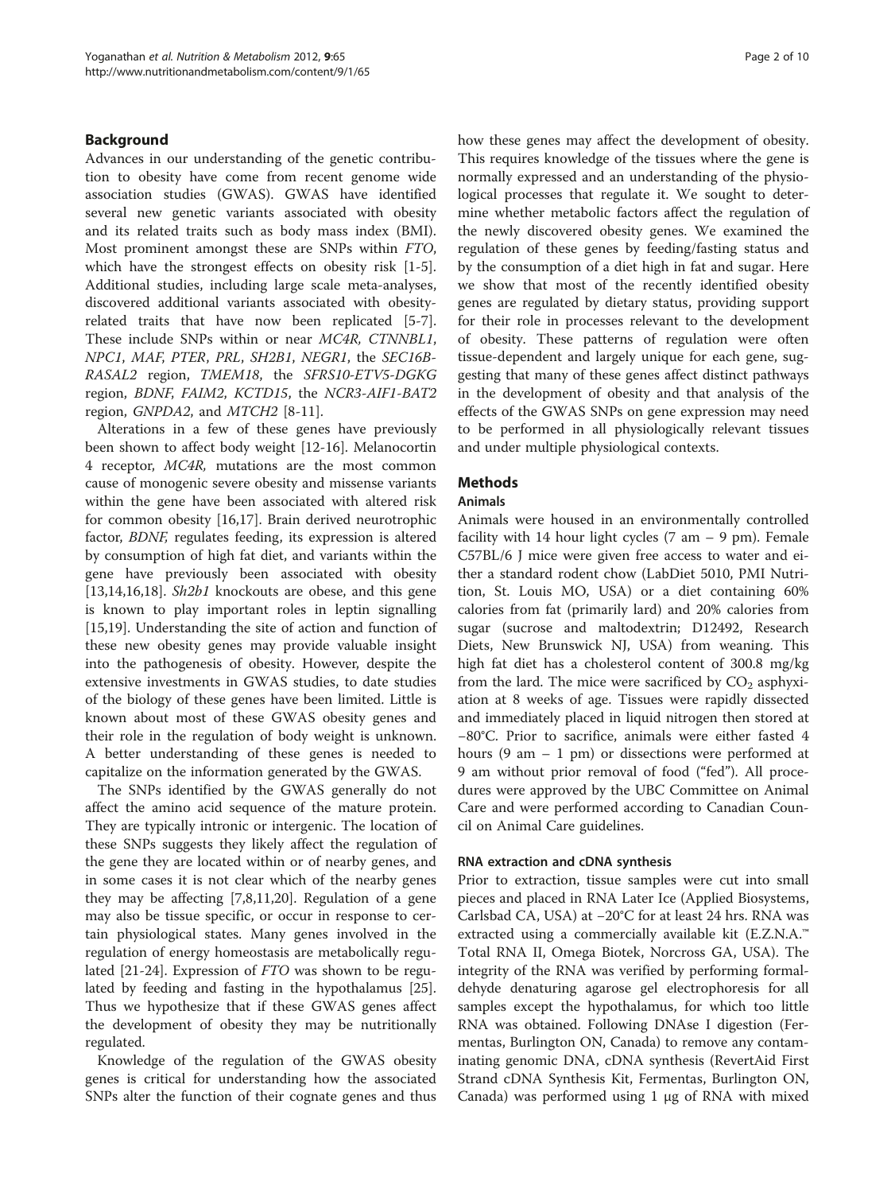## Background

Advances in our understanding of the genetic contribution to obesity have come from recent genome wide association studies (GWAS). GWAS have identified several new genetic variants associated with obesity and its related traits such as body mass index (BMI). Most prominent amongst these are SNPs within *FTO*, which have the strongest effects on obesity risk [1-5]. Additional studies, including large scale meta-analyses, discovered additional variants associated with obesity-related traits that have now been replicated [5-7]. These include SNPs within or near *MC4R*, *CTNNBL1*, *NPC1*, *MAF*, *PTER*, *PRL*, *SH2B1*, *NEGR1*, the *SEC16B-RASAL2* region, *TMEM18*, the *SFRS10-ETV5-DGKG* region, *BDNF*, *FAIM2*, *KCTD15*, the *NCR3-AIF1-BAT2* region, *GNPDA2*, and *MTCH2* [8-11].

Alterations in a few of these genes have previously been shown to affect body weight [12-16]. Melanocortin 4 receptor, *MC4R,* mutations are the most common cause of monogenic severe obesity and missense variants within the gene have been associated with altered risk for common obesity [16,17]. Brain derived neurotrophic factor, *BDNF,* regulates feeding, its expression is altered by consumption of high fat diet, and variants within the gene have previously been associated with obesity [13,14,16,18]. *Sh2b1* knockouts are obese, and this gene is known to play important roles in leptin signalling [15,19]. Understanding the site of action and function of these new obesity genes may provide valuable insight into the pathogenesis of obesity. However, despite the extensive investments in GWAS studies, to date studies of the biology of these genes have been limited. Little is known about most of these GWAS obesity genes and their role in the regulation of body weight is unknown. A better understanding of these genes is needed to capitalize on the information generated by the GWAS.

The SNPs identified by the GWAS generally do not affect the amino acid sequence of the mature protein. They are typically intronic or intergenic. The location of these SNPs suggests they likely affect the regulation of the gene they are located within or of nearby genes, and in some cases it is not clear which of the nearby genes they may be affecting [7,8,11,20]. Regulation of a gene may also be tissue specific, or occur in response to certain physiological states. Many genes involved in the regulation of energy homeostasis are metabolically regulated [21-24]. Expression of *FTO* was shown to be regulated by feeding and fasting in the hypothalamus [25]. Thus we hypothesize that if these GWAS genes affect the development of obesity they may be nutritionally regulated.

Knowledge of the regulation of the GWAS obesity genes is critical for understanding how the associated SNPs alter the function of their cognate genes and thus how these genes may affect the development of obesity. This requires knowledge of the tissues where the gene is normally expressed and an understanding of the physiological processes that regulate it. We sought to determine whether metabolic factors affect the regulation of the newly discovered obesity genes. We examined the regulation of these genes by feeding/fasting status and by the consumption of a diet high in fat and sugar. Here we show that most of the recently identified obesity genes are regulated by dietary status, providing support for their role in processes relevant to the development of obesity. These patterns of regulation were often tissue-dependent and largely unique for each gene, suggesting that many of these genes affect distinct pathways in the development of obesity and that analysis of the effects of the GWAS SNPs on gene expression may need to be performed in all physiologically relevant tissues and under multiple physiological contexts.

## Methods

### Animals

Animals were housed in an environmentally controlled facility with 14 hour light cycles (7 am – 9 pm). Female C57BL/6 J mice were given free access to water and either a standard rodent chow (LabDiet 5010, PMI Nutrition, St. Louis MO, USA) or a diet containing 60% calories from fat (primarily lard) and 20% calories from sugar (sucrose and maltodextrin; D12492, Research Diets, New Brunswick NJ, USA) from weaning. This high fat diet has a cholesterol content of 300.8 mg/kg from the lard. The mice were sacrificed by $CO_2$ asphyxiation at 8 weeks of age. Tissues were rapidly dissected and immediately placed in liquid nitrogen then stored at −80°C. Prior to sacrifice, animals were either fasted 4 hours (9 am – 1 pm) or dissections were performed at 9 am without prior removal of food ("fed"). All procedures were approved by the UBC Committee on Animal Care and were performed according to Canadian Council on Animal Care guidelines.

### RNA extraction and cDNA synthesis

Prior to extraction, tissue samples were cut into small pieces and placed in RNA Later Ice (Applied Biosystems, Carlsbad CA, USA) at −20°C for at least 24 hrs. RNA was extracted using a commercially available kit (E.Z.N.A.™ Total RNA II, Omega Biotek, Norcross GA, USA). The integrity of the RNA was verified by performing formaldehyde denaturing agarose gel electrophoresis for all samples except the hypothalamus, for which too little RNA was obtained. Following DNAse I digestion (Fermentas, Burlington ON, Canada) to remove any contaminating genomic DNA, cDNA synthesis (RevertAid First Strand cDNA Synthesis Kit, Fermentas, Burlington ON, Canada) was performed using 1 μg of RNA with mixed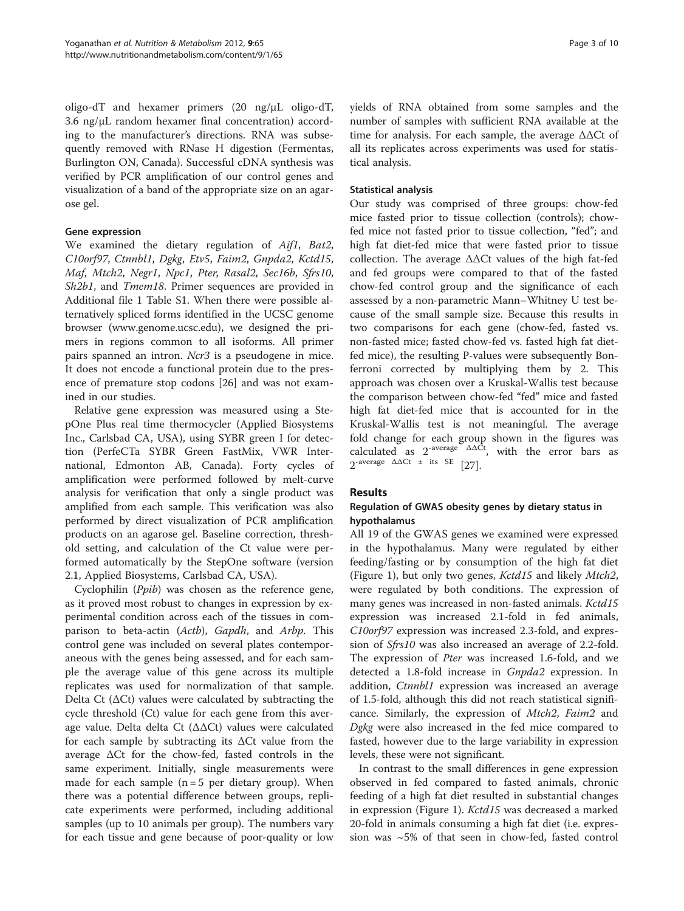oligo-dT and hexamer primers (20 ng/μL oligo-dT, 3.6 ng/μL random hexamer final concentration) according to the manufacturer's directions. RNA was subsequently removed with RNase H digestion (Fermentas, Burlington ON, Canada). Successful cDNA synthesis was verified by PCR amplification of our control genes and visualization of a band of the appropriate size on an agarose gel.

### Gene expression

We examined the dietary regulation of *Aif1*, *Bat2*, *C10orf97*, *Ctnnbl1*, *Dgkg*, *Etv5*, *Faim2*, *Gnpda2*, *Kctd15*, *Maf*, *Mtch2*, *Negr1*, *Npc1*, *Pter*, *Rasal2*, *Sec16b*, *Sfrs10*, *Sh2b1*, and *Tmem18*. Primer sequences are provided in Additional file 1 Table S1. When there were possible alternatively spliced forms identified in the UCSC genome browser (www.genome.ucsc.edu), we designed the primers in regions common to all isoforms. All primer pairs spanned an intron. *Ncr3* is a pseudogene in mice. It does not encode a functional protein due to the presence of premature stop codons [26] and was not examined in our studies.

Relative gene expression was measured using a StepOne Plus real time thermocycler (Applied Biosystems Inc., Carlsbad CA, USA), using SYBR green I for detection (PerfeCTa SYBR Green FastMix, VWR International, Edmonton AB, Canada). Forty cycles of amplification were performed followed by melt-curve analysis for verification that only a single product was amplified from each sample. This verification was also performed by direct visualization of PCR amplification products on an agarose gel. Baseline correction, threshold setting, and calculation of the Ct value were performed automatically by the StepOne software (version 2.1, Applied Biosystems, Carlsbad CA, USA).

Cyclophilin (*Ppib*) was chosen as the reference gene, as it proved most robust to changes in expression by experimental condition across each of the tissues in comparison to beta-actin (*Actb*), *Gapdh*, and *Arbp*. This control gene was included on several plates contemporaneous with the genes being assessed, and for each sample the average value of this gene across its multiple replicates was used for normalization of that sample. Delta Ct (ΔCt) values were calculated by subtracting the cycle threshold (Ct) value for each gene from this average value. Delta delta Ct (ΔΔCt) values were calculated for each sample by subtracting its ΔCt value from the average ΔCt for the chow-fed, fasted controls in the same experiment. Initially, single measurements were made for each sample ($n = 5$ per dietary group). When there was a potential difference between groups, replicate experiments were performed, including additional samples (up to 10 animals per group). The numbers vary for each tissue and gene because of poor-quality or low yields of RNA obtained from some samples and the number of samples with sufficient RNA available at the time for analysis. For each sample, the average ΔΔCt of all its replicates across experiments was used for statistical analysis.

### Statistical analysis

Our study was comprised of three groups: chow-fed mice fasted prior to tissue collection (controls); chow-fed mice not fasted prior to tissue collection, "fed"; and high fat diet-fed mice that were fasted prior to tissue collection. The average ΔΔCt values of the high fat-fed and fed groups were compared to that of the fasted chow-fed control group and the significance of each assessed by a non-parametric Mann–Whitney U test because of the small sample size. Because this results in two comparisons for each gene (chow-fed, fasted vs. non-fasted mice; fasted chow-fed vs. fasted high fat diet-fed mice), the resulting P-values were subsequently Bonferroni corrected by multiplying them by 2. This approach was chosen over a Kruskal-Wallis test because the comparison between chow-fed "fed" mice and fasted high fat diet-fed mice that is accounted for in the Kruskal-Wallis test is not meaningful. The average fold change for each group shown in the figures was calculated as $2^{-\text{average } \Delta\Delta Ct}$, with the error bars as $2^{-\text{average } \Delta\Delta Ct \pm \text{its SE}}$ [27].

## Results

### Regulation of GWAS obesity genes by dietary status in hypothalamus

All 19 of the GWAS genes we examined were expressed in the hypothalamus. Many were regulated by either feeding/fasting or by consumption of the high fat diet (Figure 1), but only two genes, *Kctd15* and likely *Mtch2*, were regulated by both conditions. The expression of many genes was increased in non-fasted animals. *Kctd15* expression was increased 2.1-fold in fed animals, *C10orf97* expression was increased 2.3-fold, and expression of *Sfrs10* was also increased an average of 2.2-fold. The expression of *Pter* was increased 1.6-fold, and we detected a 1.8-fold increase in *Gnpda2* expression. In addition, *Ctnnbl1* expression was increased an average of 1.5-fold, although this did not reach statistical significance. Similarly, the expression of *Mtch2*, *Faim2* and *Dgkg* were also increased in the fed mice compared to fasted, however due to the large variability in expression levels, these were not significant.

In contrast to the small differences in gene expression observed in fed compared to fasted animals, chronic feeding of a high fat diet resulted in substantial changes in expression (Figure 1). *Kctd15* was decreased a marked 20-fold in animals consuming a high fat diet (i.e. expression was ~5% of that seen in chow-fed, fasted control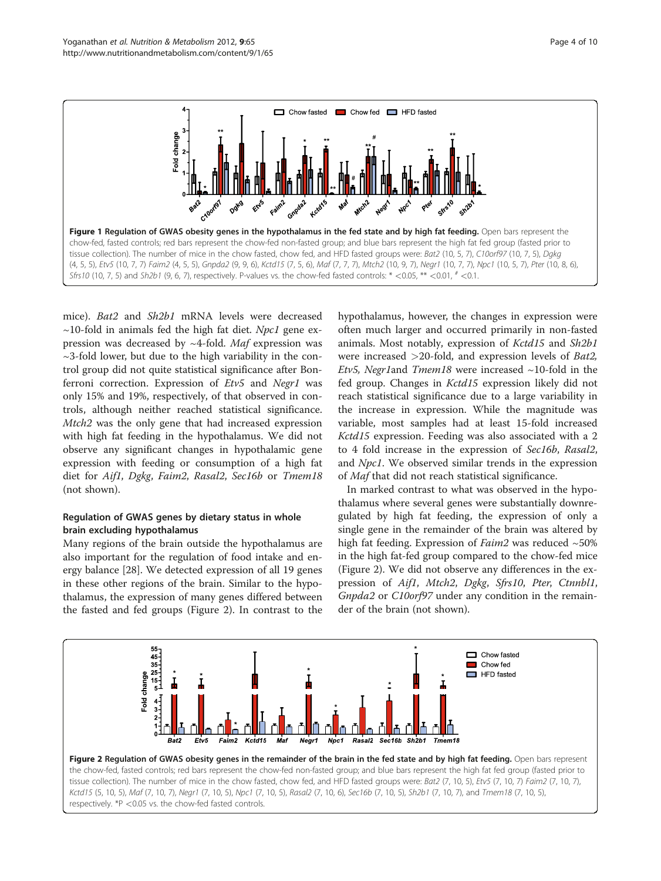**Figure 1 Regulation of GWAS obesity genes in the hypothalamus in the fed state and by high fat feeding.** Open bars represent the chow-fed, fasted controls; red bars represent the chow-fed non-fasted group; and blue bars represent the high fat fed group (fasted prior to tissue collection). The number of mice in the chow fasted, chow fed, and HFD fasted groups were: *Bat2* (10, 5, 7), *C10orf97* (10, 7, 5), *Dgkg* (4, 5, 5), *Etv5* (10, 7, 7) *Faim2* (4, 5, 5), *Gnpda2* (9, 9, 6), *Kctd15* (7, 5, 6), *Maf* (7, 7, 7), *Mtch2* (10, 9, 7), *Negr1* (10, 7, 7), *Npc1* (10, 5, 7), *Pter* (10, 8, 6), *Sfrs10* (10, 7, 5) and *Sh2b1* (9, 6, 7), respectively. P-values vs. the chow-fed fasted controls: * <0.05, ** <0.01, # <0.1.

mice). *Bat2* and *Sh2b1* mRNA levels were decreased ~10-fold in animals fed the high fat diet. *Npc1* gene expression was decreased by ~4-fold. *Maf* expression was ~3-fold lower, but due to the high variability in the control group did not quite statistical significance after Bonferroni correction. Expression of *Etv5* and *Negr1* was only 15% and 19%, respectively, of that observed in controls, although neither reached statistical significance. *Mtch2* was the only gene that had increased expression with high fat feeding in the hypothalamus. We did not observe any significant changes in hypothalamic gene expression with feeding or consumption of a high fat diet for *Aif1*, *Dgkg*, *Faim2*, *Rasal2*, *Sec16b* or *Tmem18* (not shown).

## Regulation of GWAS genes by dietary status in whole brain excluding hypothalamus

Many regions of the brain outside the hypothalamus are also important for the regulation of food intake and energy balance [28]. We detected expression of all 19 genes in these other regions of the brain. Similar to the hypothalamus, the expression of many genes differed between the fasted and fed groups (Figure 2). In contrast to the hypothalamus, however, the changes in expression were often much larger and occurred primarily in non-fasted animals. Most notably, expression of *Kctd15* and *Sh2b1* were increased >20-fold, and expression levels of *Bat2*, *Etv5*, *Negr1* and *Tmem18* were increased ~10-fold in the fed group. Changes in *Kctd15* expression likely did not reach statistical significance due to a large variability in the increase in expression. While the magnitude was variable, most samples had at least 15-fold increased *Kctd15* expression. Feeding was also associated with a 2 to 4 fold increase in the expression of *Sec16b*, *Rasal2*, and *Npc1*. We observed similar trends in the expression of *Maf* that did not reach statistical significance.

In marked contrast to what was observed in the hypothalamus where several genes were substantially downregulated by high fat feeding, the expression of only a single gene in the remainder of the brain was altered by high fat feeding. Expression of *Faim2* was reduced ~50% in the high fat-fed group compared to the chow-fed mice (Figure 2). We did not observe any differences in the expression of *Aif1*, *Mtch2*, *Dgkg*, *Sfrs10*, *Pter*, *Ctnnbl1*, *Gnpda2* or *C10orf97* under any condition in the remainder of the brain (not shown).

**Figure 2 Regulation of GWAS obesity genes in the remainder of the brain in the fed state and by high fat feeding.** Open bars represent the chow-fed, fasted controls; red bars represent the chow-fed non-fasted group; and blue bars represent the high fat fed group (fasted prior to tissue collection). The number of mice in the chow fasted, chow fed, and HFD fasted groups were: *Bat2* (7, 10, 5), *Etv5* (7, 10, 7) *Faim2* (7, 10, 7), *Kctd15* (5, 10, 5), *Maf* (7, 10, 7), *Negr1* (7, 10, 5), *Npc1* (7, 10, 5), *Rasal2* (7, 10, 6), *Sec16b* (7, 10, 5), *Sh2b1* (7, 10, 7), and *Tmem18* (7, 10, 5), respectively. *P <0.05 vs. the chow-fed fasted controls.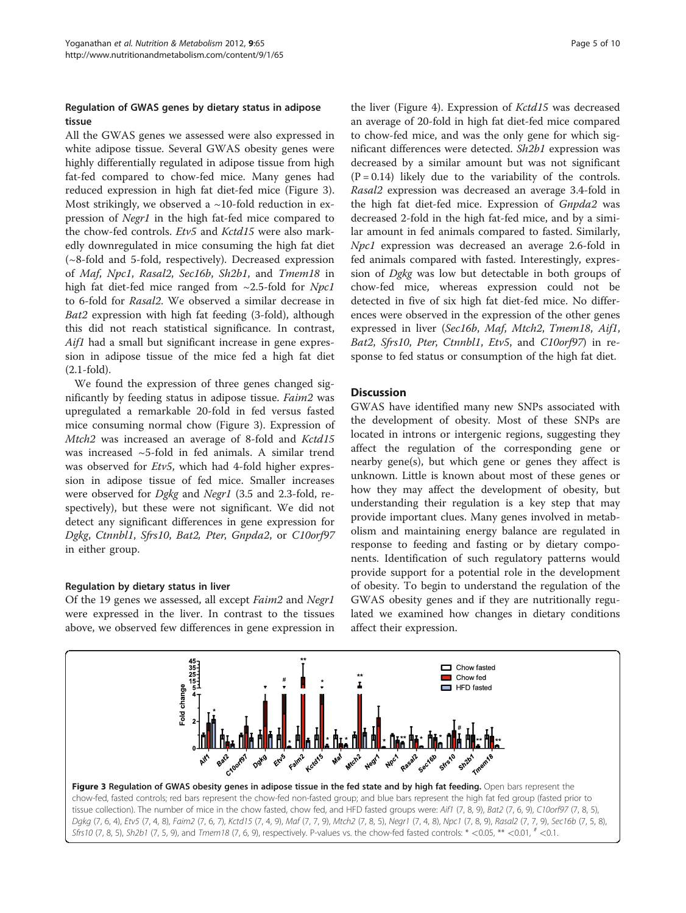### Regulation of GWAS genes by dietary status in adipose tissue

All the GWAS genes we assessed were also expressed in white adipose tissue. Several GWAS obesity genes were highly differentially regulated in adipose tissue from high fat-fed compared to chow-fed mice. Many genes had reduced expression in high fat diet-fed mice (Figure 3). Most strikingly, we observed a ~10-fold reduction in expression of *Negr1* in the high fat-fed mice compared to the chow-fed controls. *Etv5* and *Kctd15* were also markedly downregulated in mice consuming the high fat diet (~8-fold and 5-fold, respectively). Decreased expression of *Maf*, *Npc1*, *Rasal2*, *Sec16b*, *Sh2b1*, and *Tmem18* in high fat diet-fed mice ranged from ~2.5-fold for *Npc1* to 6-fold for *Rasal2*. We observed a similar decrease in *Bat2* expression with high fat feeding (3-fold), although this did not reach statistical significance. In contrast, *Aif1* had a small but significant increase in gene expression in adipose tissue of the mice fed a high fat diet (2.1-fold).

We found the expression of three genes changed significantly by feeding status in adipose tissue. *Faim2* was upregulated a remarkable 20-fold in fed versus fasted mice consuming normal chow (Figure 3). Expression of *Mtch2* was increased an average of 8-fold and *Kctd15* was increased ~5-fold in fed animals. A similar trend was observed for *Etv5*, which had 4-fold higher expression in adipose tissue of fed mice. Smaller increases were observed for *Dgkg* and *Negr1* (3.5 and 2.3-fold, respectively), but these were not significant. We did not detect any significant differences in gene expression for *Dgkg*, *Ctnnbl1*, *Sfrs10*, *Bat2*, *Pter*, *Gnpda2*, or *C10orf97* in either group.

### Regulation by dietary status in liver

Of the 19 genes we assessed, all except *Faim2* and *Negr1* were expressed in the liver. In contrast to the tissues above, we observed few differences in gene expression in the liver (Figure 4). Expression of *Kctd15* was decreased an average of 20-fold in high fat diet-fed mice compared to chow-fed mice, and was the only gene for which significant differences were detected. *Sh2b1* expression was decreased by a similar amount but was not significant ($P = 0.14$) likely due to the variability of the controls. *Rasal2* expression was decreased an average 3.4-fold in the high fat diet-fed mice. Expression of *Gnpda2* was decreased 2-fold in the high fat-fed mice, and by a similar amount in fed animals compared to fasted. Similarly, *Npc1* expression was decreased an average 2.6-fold in fed animals compared with fasted. Interestingly, expression of *Dgkg* was low but detectable in both groups of chow-fed mice, whereas expression could not be detected in five of six high fat diet-fed mice. No differences were observed in the expression of the other genes expressed in liver (*Sec16b*, *Maf*, *Mtch2*, *Tmem18*, *Aif1*, *Bat2*, *Sfrs10*, *Pter*, *Ctnnbl1*, *Etv5*, and *C10orf97*) in response to fed status or consumption of the high fat diet.

## Discussion

GWAS have identified many new SNPs associated with the development of obesity. Most of these SNPs are located in introns or intergenic regions, suggesting they affect the regulation of the corresponding gene or nearby gene(s), but which gene or genes they affect is unknown. Little is known about most of these genes or how they may affect the development of obesity, but understanding their regulation is a key step that may provide important clues. Many genes involved in metabolism and maintaining energy balance are regulated in response to feeding and fasting or by dietary components. Identification of such regulatory patterns would provide support for a potential role in the development of obesity. To begin to understand the regulation of the GWAS obesity genes and if they are nutritionally regulated we examined how changes in dietary conditions affect their expression.

**Figure 3 Regulation of GWAS obesity genes in adipose tissue in the fed state and by high fat feeding.** Open bars represent the chow-fed, fasted controls; red bars represent the chow-fed non-fasted group; and blue bars represent the high fat fed group (fasted prior to tissue collection). The number of mice in the chow fasted, chow fed, and HFD fasted groups were: *Aif1* (7, 8, 9), *Bat2* (7, 6, 9), *C10orf97* (7, 8, 5), *Dgkg* (7, 6, 4), *Etv5* (7, 4, 8), *Faim2* (7, 6, 7), *Kctd15* (7, 4, 9), *Maf* (7, 7, 9), *Mtch2* (7, 8, 5), *Negr1* (7, 4, 8), *Npc1* (7, 8, 9), *Rasal2* (7, 7, 9), *Sec16b* (7, 5, 8), *Sfrs10* (7, 8, 5), *Sh2b1* (7, 5, 9), and *Tmem18* (7, 6, 9), respectively. P-values vs. the chow-fed fasted controls: * <0.05, ** <0.01, # <0.1.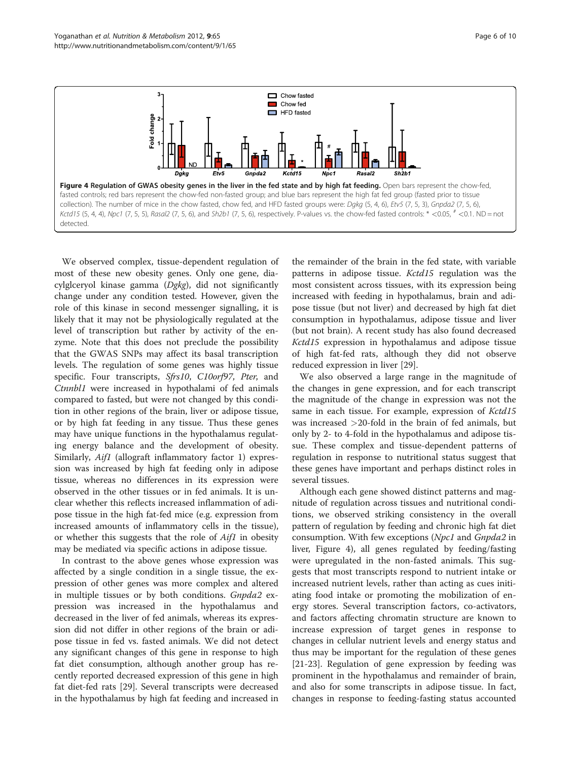3
2
1
0
Fold change

Chow fasted
Chow fed
HFD fasted

ND
#
*

Dgkg
Etv5
Gnpda2
Kctd15
Npc1
Rasal2
Sh2b1

**Figure 4 Regulation of GWAS obesity genes in the liver in the fed state and by high fat feeding.** Open bars represent the chow-fed, fasted controls; red bars represent the chow-fed non-fasted group; and blue bars represent the high fat fed group (fasted prior to tissue collection). The number of mice in the chow fasted, chow fed, and HFD fasted groups were: *Dgkg* (5, 4, 6), *Etv5* (7, 5, 3), *Gnpda2* (7, 5, 6), *Kctd15* (5, 4, 4), *Npc1* (7, 5, 5), *Rasal2* (7, 5, 6), and *Sh2b1* (7, 5, 6), respectively. P-values vs. the chow-fed fasted controls: * <0.05, # <0.1. ND = not detected.

We observed complex, tissue-dependent regulation of most of these new obesity genes. Only one gene, diacylglceryol kinase gamma (*Dgkg*), did not significantly change under any condition tested. However, given the role of this kinase in second messenger signalling, it is likely that it may not be physiologically regulated at the level of transcription but rather by activity of the enzyme. Note that this does not preclude the possibility that the GWAS SNPs may affect its basal transcription levels. The regulation of some genes was highly tissue specific. Four transcripts, *Sfrs10*, *C10orf97*, *Pter*, and *Ctnnbl1* were increased in hypothalami of fed animals compared to fasted, but were not changed by this condition in other regions of the brain, liver or adipose tissue, or by high fat feeding in any tissue. Thus these genes may have unique functions in the hypothalamus regulating energy balance and the development of obesity. Similarly, *Aif1* (allograft inflammatory factor 1) expression was increased by high fat feeding only in adipose tissue, whereas no differences in its expression were observed in the other tissues or in fed animals. It is unclear whether this reflects increased inflammation of adipose tissue in the high fat-fed mice (e.g. expression from increased amounts of inflammatory cells in the tissue), or whether this suggests that the role of *Aif1* in obesity may be mediated via specific actions in adipose tissue.

In contrast to the above genes whose expression was affected by a single condition in a single tissue, the expression of other genes was more complex and altered in multiple tissues or by both conditions. *Gnpda2* expression was increased in the hypothalamus and decreased in the liver of fed animals, whereas its expression did not differ in other regions of the brain or adipose tissue in fed vs. fasted animals. We did not detect any significant changes of this gene in response to high fat diet consumption, although another group has recently reported decreased expression of this gene in high fat diet-fed rats [29]. Several transcripts were decreased in the hypothalamus by high fat feeding and increased in the remainder of the brain in the fed state, with variable patterns in adipose tissue. *Kctd15* regulation was the most consistent across tissues, with its expression being increased with feeding in hypothalamus, brain and adipose tissue (but not liver) and decreased by high fat diet consumption in hypothalamus, adipose tissue and liver (but not brain). A recent study has also found decreased *Kctd15* expression in hypothalamus and adipose tissue of high fat-fed rats, although they did not observe reduced expression in liver [29].

We also observed a large range in the magnitude of the changes in gene expression, and for each transcript the magnitude of the change in expression was not the same in each tissue. For example, expression of *Kctd15* was increased >20-fold in the brain of fed animals, but only by 2- to 4-fold in the hypothalamus and adipose tissue. These complex and tissue-dependent patterns of regulation in response to nutritional status suggest that these genes have important and perhaps distinct roles in several tissues.

Although each gene showed distinct patterns and magnitude of regulation across tissues and nutritional conditions, we observed striking consistency in the overall pattern of regulation by feeding and chronic high fat diet consumption. With few exceptions (*Npc1* and *Gnpda2* in liver, Figure 4), all genes regulated by feeding/fasting were upregulated in the non-fasted animals. This suggests that most transcripts respond to nutrient intake or increased nutrient levels, rather than acting as cues initiating food intake or promoting the mobilization of energy stores. Several transcription factors, co-activators, and factors affecting chromatin structure are known to increase expression of target genes in response to changes in cellular nutrient levels and energy status and thus may be important for the regulation of these genes [21-23]. Regulation of gene expression by feeding was prominent in the hypothalamus and remainder of brain, and also for some transcripts in adipose tissue. In fact, changes in response to feeding-fasting status accounted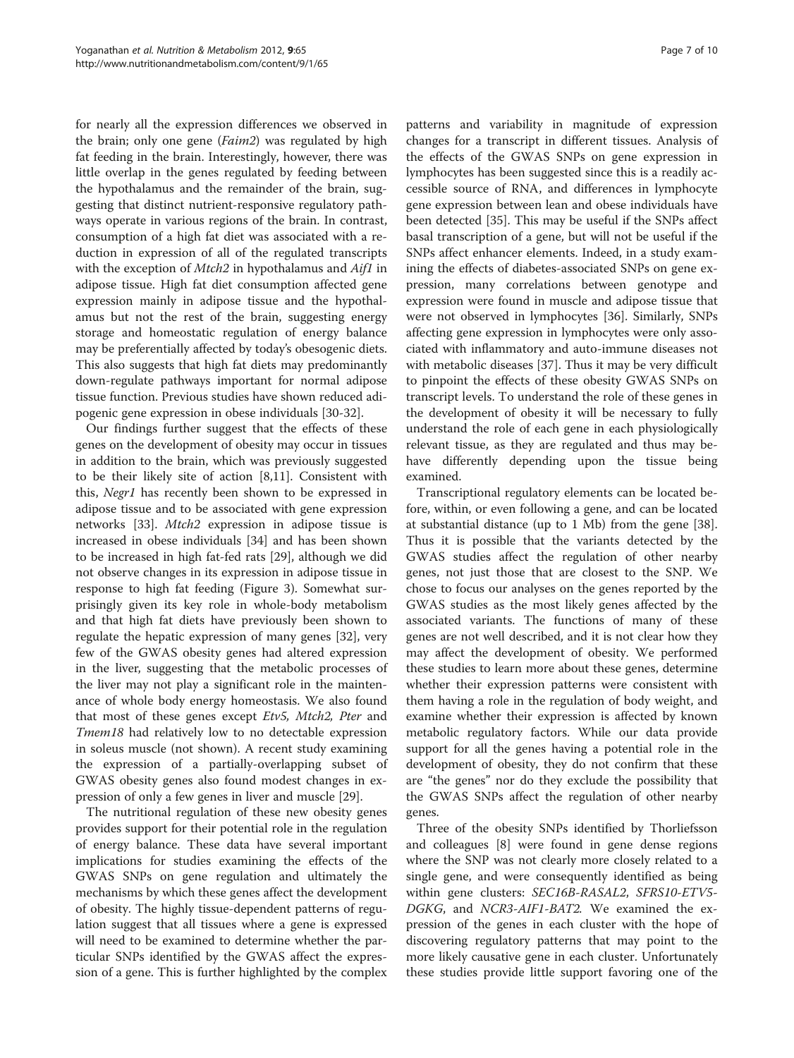for nearly all the expression differences we observed in the brain; only one gene (*Faim2*) was regulated by high fat feeding in the brain. Interestingly, however, there was little overlap in the genes regulated by feeding between the hypothalamus and the remainder of the brain, suggesting that distinct nutrient-responsive regulatory pathways operate in various regions of the brain. In contrast, consumption of a high fat diet was associated with a reduction in expression of all of the regulated transcripts with the exception of *Mtch2* in hypothalamus and *Aif1* in adipose tissue. High fat diet consumption affected gene expression mainly in adipose tissue and the hypothalamus but not the rest of the brain, suggesting energy storage and homeostatic regulation of energy balance may be preferentially affected by today's obesogenic diets. This also suggests that high fat diets may predominantly down-regulate pathways important for normal adipose tissue function. Previous studies have shown reduced adipogenic gene expression in obese individuals [30-32].

Our findings further suggest that the effects of these genes on the development of obesity may occur in tissues in addition to the brain, which was previously suggested to be their likely site of action [8,11]. Consistent with this, *Negr1* has recently been shown to be expressed in adipose tissue and to be associated with gene expression networks [33]. *Mtch2* expression in adipose tissue is increased in obese individuals [34] and has been shown to be increased in high fat-fed rats [29], although we did not observe changes in its expression in adipose tissue in response to high fat feeding (Figure 3). Somewhat surprisingly given its key role in whole-body metabolism and that high fat diets have previously been shown to regulate the hepatic expression of many genes [32], very few of the GWAS obesity genes had altered expression in the liver, suggesting that the metabolic processes of the liver may not play a significant role in the maintenance of whole body energy homeostasis. We also found that most of these genes except *Etv5, Mtch2, Pter* and *Tmem18* had relatively low to no detectable expression in soleus muscle (not shown). A recent study examining the expression of a partially-overlapping subset of GWAS obesity genes also found modest changes in expression of only a few genes in liver and muscle [29].

The nutritional regulation of these new obesity genes provides support for their potential role in the regulation of energy balance. These data have several important implications for studies examining the effects of the GWAS SNPs on gene regulation and ultimately the mechanisms by which these genes affect the development of obesity. The highly tissue-dependent patterns of regulation suggest that all tissues where a gene is expressed will need to be examined to determine whether the particular SNPs identified by the GWAS affect the expression of a gene. This is further highlighted by the complex patterns and variability in magnitude of expression changes for a transcript in different tissues. Analysis of the effects of the GWAS SNPs on gene expression in lymphocytes has been suggested since this is a readily accessible source of RNA, and differences in lymphocyte gene expression between lean and obese individuals have been detected [35]. This may be useful if the SNPs affect basal transcription of a gene, but will not be useful if the SNPs affect enhancer elements. Indeed, in a study examining the effects of diabetes-associated SNPs on gene expression, many correlations between genotype and expression were found in muscle and adipose tissue that were not observed in lymphocytes [36]. Similarly, SNPs affecting gene expression in lymphocytes were only associated with inflammatory and auto-immune diseases not with metabolic diseases [37]. Thus it may be very difficult to pinpoint the effects of these obesity GWAS SNPs on transcript levels. To understand the role of these genes in the development of obesity it will be necessary to fully understand the role of each gene in each physiologically relevant tissue, as they are regulated and thus may behave differently depending upon the tissue being examined.

Transcriptional regulatory elements can be located before, within, or even following a gene, and can be located at substantial distance (up to 1 Mb) from the gene [38]. Thus it is possible that the variants detected by the GWAS studies affect the regulation of other nearby genes, not just those that are closest to the SNP. We chose to focus our analyses on the genes reported by the GWAS studies as the most likely genes affected by the associated variants. The functions of many of these genes are not well described, and it is not clear how they may affect the development of obesity. We performed these studies to learn more about these genes, determine whether their expression patterns were consistent with them having a role in the regulation of body weight, and examine whether their expression is affected by known metabolic regulatory factors. While our data provide support for all the genes having a potential role in the development of obesity, they do not confirm that these are "the genes" nor do they exclude the possibility that the GWAS SNPs affect the regulation of other nearby genes.

Three of the obesity SNPs identified by Thorliefsson and colleagues [8] were found in gene dense regions where the SNP was not clearly more closely related to a single gene, and were consequently identified as being within gene clusters: *SEC16B-RASAL2*, *SFRS10-ETV5-DGKG*, and *NCR3-AIF1-BAT2.* We examined the expression of the genes in each cluster with the hope of discovering regulatory patterns that may point to the more likely causative gene in each cluster. Unfortunately these studies provide little support favoring one of the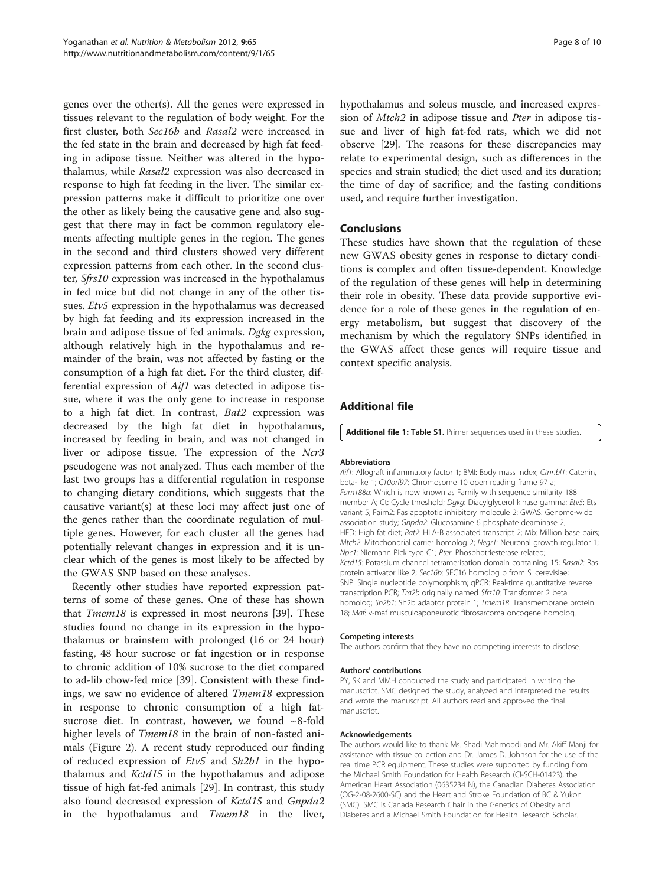genes over the other(s). All the genes were expressed in tissues relevant to the regulation of body weight. For the first cluster, both *Sec16b* and *Rasal2* were increased in the fed state in the brain and decreased by high fat feeding in adipose tissue. Neither was altered in the hypothalamus, while *Rasal2* expression was also decreased in response to high fat feeding in the liver. The similar expression patterns make it difficult to prioritize one over the other as likely being the causative gene and also suggest that there may in fact be common regulatory elements affecting multiple genes in the region. The genes in the second and third clusters showed very different expression patterns from each other. In the second cluster, *Sfrs10* expression was increased in the hypothalamus in fed mice but did not change in any of the other tissues. *Etv5* expression in the hypothalamus was decreased by high fat feeding and its expression increased in the brain and adipose tissue of fed animals. *Dgkg* expression, although relatively high in the hypothalamus and remainder of the brain, was not affected by fasting or the consumption of a high fat diet. For the third cluster, differential expression of *Aif1* was detected in adipose tissue, where it was the only gene to increase in response to a high fat diet. In contrast, *Bat2* expression was decreased by the high fat diet in hypothalamus, increased by feeding in brain, and was not changed in liver or adipose tissue. The expression of the *Ncr3* pseudogene was not analyzed. Thus each member of the last two groups has a differential regulation in response to changing dietary conditions, which suggests that the causative variant(s) at these loci may affect just one of the genes rather than the coordinate regulation of multiple genes. However, for each cluster all the genes had potentially relevant changes in expression and it is unclear which of the genes is most likely to be affected by the GWAS SNP based on these analyses.

Recently other studies have reported expression patterns of some of these genes. One of these has shown that *Tmem18* is expressed in most neurons [39]. These studies found no change in its expression in the hypothalamus or brainstem with prolonged (16 or 24 hour) fasting, 48 hour sucrose or fat ingestion or in response to chronic addition of 10% sucrose to the diet compared to ad-lib chow-fed mice [39]. Consistent with these findings, we saw no evidence of altered *Tmem18* expression in response to chronic consumption of a high fat-sucrose diet. In contrast, however, we found ~8-fold higher levels of *Tmem18* in the brain of non-fasted animals (Figure 2). A recent study reproduced our finding of reduced expression of *Etv5* and *Sh2b1* in the hypothalamus and *Kctd15* in the hypothalamus and adipose tissue of high fat-fed animals [29]. In contrast, this study also found decreased expression of *Kctd15* and *Gnpda2* in the hypothalamus and *Tmem18* in the liver, hypothalamus and soleus muscle, and increased expression of *Mtch2* in adipose tissue and *Pter* in adipose tissue and liver of high fat-fed rats, which we did not observe [29]. The reasons for these discrepancies may relate to experimental design, such as differences in the species and strain studied; the diet used and its duration; the time of day of sacrifice; and the fasting conditions used, and require further investigation.

## Conclusions

These studies have shown that the regulation of these new GWAS obesity genes in response to dietary conditions is complex and often tissue-dependent. Knowledge of the regulation of these genes will help in determining their role in obesity. These data provide supportive evidence for a role of these genes in the regulation of energy metabolism, but suggest that discovery of the mechanism by which the regulatory SNPs identified in the GWAS affect these genes will require tissue and context specific analysis.

## Additional file

**Additional file 1: Table S1.** Primer sequences used in these studies.

#### Abbreviations

*Aif1*: Allograft inflammatory factor 1; BMI: Body mass index; *Ctnnbl1*: Catenin, beta-like 1; *C10orf97*: Chromosome 10 open reading frame 97 a; *Fam188a*: Which is now known as Family with sequence similarity 188 member A; Ct: Cycle threshold; *Dgkg*: Diacylglycerol kinase gamma; *Etv5*: Ets variant 5; Faim2: Fas apoptotic inhibitory molecule 2; GWAS: Genome-wide association study; *Gnpda2*: Glucosamine 6 phosphate deaminase 2; HFD: High fat diet; *Bat2*: HLA-B associated transcript 2; Mb: Million base pairs; *Mtch2*: Mitochondrial carrier homolog 2; *Negr1*: Neuronal growth regulator 1; *Npc1*: Niemann Pick type C1; *Pter*: Phosphotriesterase related; *Kctd15*: Potassium channel tetramerisation domain containing 15; *Rasal2*: Ras protein activator like 2; *Sec16b*: SEC16 homolog b from S. cerevisiae; SNP: Single nucleotide polymorphism; qPCR: Real-time quantitative reverse transcription PCR; *Tra2b* originally named *Sfrs10*: Transformer 2 beta homolog; *Sh2b1*: Sh2b adaptor protein 1; *Tmem18*: Transmembrane protein 18; *Maf*: v-maf musculoaponeurotic fibrosarcoma oncogene homolog.

#### Competing interests

The authors confirm that they have no competing interests to disclose.

#### Authors' contributions

PY, SK and MMH conducted the study and participated in writing the manuscript. SMC designed the study, analyzed and interpreted the results and wrote the manuscript. All authors read and approved the final manuscript.

#### Acknowledgements

The authors would like to thank Ms. Shadi Mahmoodi and Mr. Akiff Manji for assistance with tissue collection and Dr. James D. Johnson for the use of the real time PCR equipment. These studies were supported by funding from the Michael Smith Foundation for Health Research (CI-SCH-01423), the American Heart Association (0635234 N), the Canadian Diabetes Association (OG-2-08-2600-SC) and the Heart and Stroke Foundation of BC & Yukon (SMC). SMC is Canada Research Chair in the Genetics of Obesity and Diabetes and a Michael Smith Foundation for Health Research Scholar.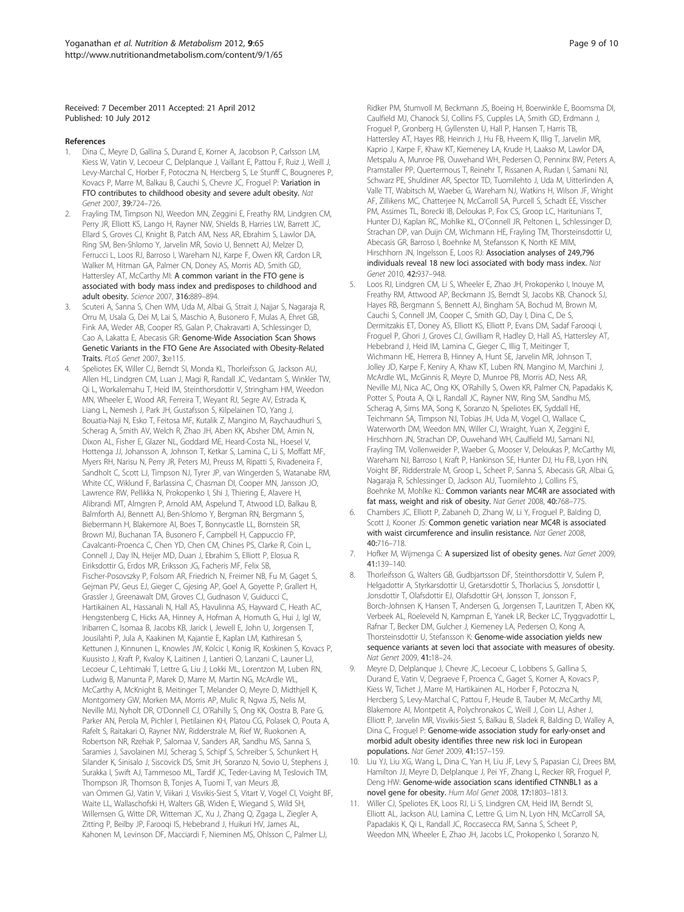Received: 7 December 2011 Accepted: 21 April 2012
Published: 10 July 2012

## References

1. Dina C, Meyre D, Gallina S, Durand E, Korner A, Jacobson P, Carlsson LM, Kiess W, Vatin V, Lecoeur C, Delplanque J, Vaillant E, Pattou F, Ruiz J, Weill J, Levy-Marchal C, Horber F, Potoczna N, Hercberg S, Le Stunff C, Bougneres P, Kovacs P, Marre M, Balkau B, Cauchi S, Chevre JC, Froguel P: **Variation in FTO contributes to childhood obesity and severe adult obesity.** *Nat Genet* 2007, **39:**724–726.
2. Frayling TM, Timpson NJ, Weedon MN, Zeggini E, Freathy RM, Lindgren CM, Perry JR, Elliott KS, Lango H, Rayner NW, Shields B, Harries LW, Barrett JC, Ellard S, Groves CJ, Knight B, Patch AM, Ness AR, Ebrahim S, Lawlor DA, Ring SM, Ben-Shlomo Y, Jarvelin MR, Sovio U, Bennett AJ, Melzer D, Ferrucci L, Loos RJ, Barroso I, Wareham NJ, Karpe F, Owen KR, Cardon LR, Walker M, Hitman GA, Palmer CN, Doney AS, Morris AD, Smith GD, Hattersley AT, McCarthy MI: **A common variant in the FTO gene is associated with body mass index and predisposes to childhood and adult obesity.** *Science* 2007, **316:**889–894.
3. Scuteri A, Sanna S, Chen WM, Uda M, Albai G, Strait J, Najjar S, Nagaraja R, Orru M, Usala G, Dei M, Lai S, Maschio A, Busonero F, Mulas A, Ehret GB, Fink AA, Weder AB, Cooper RS, Galan P, Chakravarti A, Schlessinger D, Cao A, Lakatta E, Abecasis GR: **Genome-Wide Association Scan Shows Genetic Variants in the FTO Gene Are Associated with Obesity-Related Traits.** *PLoS Genet* 2007, **3:**e115.
4. Speliotes EK, Willer CJ, Berndt SI, Monda KL, Thorleifsson G, Jackson AU, Allen HL, Lindgren CM, Luan J, Magi R, Randall JC, Vedantam S, Winkler TW, Qi L, Workalemahu T, Heid IM, Steinthorsdottir V, Stringham HM, Weedon MN, Wheeler E, Wood AR, Ferreira T, Weyant RJ, Segre AV, Estrada K, Liang L, Nemesh J, Park JH, Gustafsson S, Kilpelainen TO, Yang J, Bouatia-Naji N, Esko T, Feitosa MF, Kutalik Z, Mangino M, Raychaudhuri S, Scherag A, Smith AV, Welch R, Zhao JH, Aben KK, Absher DM, Amin N, Dixon AL, Fisher E, Glazer NL, Goddard ME, Heard-Costa NL, Hoesel V, Hottenga JJ, Johansson A, Johnson T, Ketkar S, Lamina C, Li S, Moffatt MF, Myers RH, Narisu N, Perry JR, Peters MJ, Preuss M, Ripatti S, Rivadeneira F, Sandholt C, Scott LJ, Timpson NJ, Tyrer JP, van Wingerden S, Watanabe RM, White CC, Wiklund F, Barlassina C, Chasman DI, Cooper MN, Jansson JO, Lawrence RW, Pellikka N, Prokopenko I, Shi J, Thiering E, Alavere H, Alibrandi MT, Almgren P, Arnold AM, Aspelund T, Atwood LD, Balkau B, Balmforth AJ, Bennett AJ, Ben-Shlomo Y, Bergman RN, Bergmann S, Biebermann H, Blakemore AI, Boes T, Bonnycastle LL, Bornstein SR, Brown MJ, Buchanan TA, Busonero F, Campbell H, Cappuccio FP, Cavalcanti-Proenca C, Chen YD, Chen CM, Chines PS, Clarke R, Coin L, Connell J, Day IN, Heijer MD, Duan J, Ebrahim S, Elliott P, Elosua R, Eiriksdottir G, Erdos MR, Eriksson JG, Facheris MF, Felix SB, Fischer-Posovszky P, Folsom AR, Friedrich N, Freimer NB, Fu M, Gaget S, Gejman PV, Geus EJ, Gieger C, Gjesing AP, Goel A, Goyette P, Grallert H, Grassler J, Greenawalt DM, Groves CJ, Gudnason V, Guiducci C, Hartikainen AL, Hassanali N, Hall AS, Havulinna AS, Hayward C, Heath AC, Hengstenberg C, Hicks AA, Hinney A, Hofman A, Homuth G, Hui J, Igl W, Iribarren C, Isomaa B, Jacobs KB, Jarick I, Jewell E, John U, Jorgensen T, Jousilahti P, Jula A, Kaakinen M, Kajantie E, Kaplan LM, Kathiresan S, Kettunen J, Kinnunen L, Knowles JW, Kolcic I, Konig IR, Koskinen S, Kovacs P, Kuusisto J, Kraft P, Kvaloy K, Laitinen J, Lantieri O, Lanzani C, Launer LJ, Lecoeur C, Lehtimaki T, Lettre G, Liu J, Lokki ML, Lorentzon M, Luben RN, Ludwig B, Manunta P, Marek D, Marre M, Martin NG, McArdle WL, McCarthy A, McKnight B, Meitinger T, Melander O, Meyre D, Midthjell K, Montgomery GW, Morken MA, Morris AP, Mulic R, Ngwa JS, Nelis M, Neville MJ, Nyholt DR, O'Donnell CJ, O'Rahilly S, Ong KK, Oostra B, Pare G, Parker AN, Perola M, Pichler I, Pietilainen KH, Platou CG, Polasek O, Pouta A, Rafelt S, Raitakari O, Rayner NW, Ridderstrale M, Rief W, Ruokonen A, Robertson NR, Rzehak P, Salomaa V, Sanders AR, Sandhu MS, Sanna S, Saramies J, Savolainen MJ, Scherag S, Schipf S, Schreiber S, Schunkert H, Silander K, Sinisalo J, Siscovick DS, Smit JH, Soranzo N, Sovio U, Stephens J, Surakka I, Swift AJ, Tammesoo ML, Tardif JC, Teder-Laving M, Teslovich TM, Thompson JR, Thomson B, Tonjes A, Tuomi T, van Meurs JB, van Ommen GJ, Vatin V, Viikari J, Visvikis-Siest S, Vitart V, Vogel CI, Voight BF, Waite LL, Wallaschofski H, Walters GB, Widen E, Wiegand S, Wild SH, Willemsen G, Witte DR, Witteman JC, Xu J, Zhang Q, Zgaga L, Ziegler A, Zitting P, Beilby JP, Farooqi IS, Hebebrand J, Huikuri HV, James AL, Kahonen M, Levinson DF, Macciardi F, Nieminen MS, Ohlsson C, Palmer LJ, Ridker PM, Stumvoll M, Beckmann JS, Boeing H, Boerwinkle E, Boomsma DI, Caulfield MJ, Chanock SJ, Collins FS, Cupples LA, Smith GD, Erdmann J, Froguel P, Gronberg H, Gyllensten U, Hall P, Hansen T, Harris TB, Hattersley AT, Hayes RB, Heinrich J, Hu FB, Hveem K, Illig T, Jarvelin MR, Kaprio J, Karpe F, Khaw KT, Kiemeney LA, Krude H, Laakso M, Lawlor DA, Metspalu A, Munroe PB, Ouwehand WH, Pedersen O, Penninx BW, Peters A, Pramstaller PP, Quertermous T, Reinehr T, Rissanen A, Rudan I, Samani NJ, Schwarz PE, Shuldiner AR, Spector TD, Tuomilehto J, Uda M, Uitterlinden A, Valle TT, Wabitsch M, Waeber G, Wareham NJ, Watkins H, Wilson JF, Wright AF, Zillikens MC, Chatterjee N, McCarroll SA, Purcell S, Schadt EE, Visscher PM, Assimes TL, Borecki IB, Deloukas P, Fox CS, Groop LC, Haritunians T, Hunter DJ, Kaplan RC, Mohlke KL, O'Connell JR, Peltonen L, Schlessinger D, Strachan DP, van Duijn CM, Wichmann HE, Frayling TM, Thorsteinsdottir U, Abecasis GR, Barroso I, Boehnke M, Stefansson K, North KE MIM, Hirschhorn JN, Ingelsson E, Loos RJ: **Association analyses of 249,796 individuals reveal 18 new loci associated with body mass index.** *Nat Genet* 2010, **42:**937–948.
5. Loos RJ, Lindgren CM, Li S, Wheeler E, Zhao JH, Prokopenko I, Inouye M, Freathy RM, Attwood AP, Beckmann JS, Berndt SI, Jacobs KB, Chanock SJ, Hayes RB, Bergmann S, Bennett AJ, Bingham SA, Bochud M, Brown M, Cauchi S, Connell JM, Cooper C, Smith GD, Day I, Dina C, De S, Dermitzakis ET, Doney AS, Elliott KS, Elliott P, Evans DM, Sadaf Farooqi I, Froguel P, Ghori J, Groves CJ, Gwilliam R, Hadley D, Hall AS, Hattersley AT, Hebebrand J, Heid IM, Lamina C, Gieger C, Illig T, Meitinger T, Wichmann HE, Herrera B, Hinney A, Hunt SE, Jarvelin MR, Johnson T, Jolley JD, Karpe F, Keniry A, Khaw KT, Luben RN, Mangino M, Marchini J, McArdle WL, McGinnis R, Meyre D, Munroe PB, Morris AD, Ness AR, Neville MJ, Nica AC, Ong KK, O'Rahilly S, Owen KR, Palmer CN, Papadakis K, Potter S, Pouta A, Qi L, Randall JC, Rayner NW, Ring SM, Sandhu MS, Scherag A, Sims MA, Song K, Soranzo N, Speliotes EK, Syddall HE, Teichmann SA, Timpson NJ, Tobias JH, Uda M, Vogel CI, Wallace C, Waterworth DM, Weedon MN, Willer CJ, Wraight, Yuan X, Zeggini E, Hirschhorn JN, Strachan DP, Ouwehand WH, Caulfield MJ, Samani NJ, Frayling TM, Vollenweider P, Waeber G, Mooser V, Deloukas P, McCarthy MI, Wareham NJ, Barroso I, Kraft P, Hankinson SE, Hunter DJ, Hu FB, Lyon HN, Voight BF, Ridderstrale M, Groop L, Scheet P, Sanna S, Abecasis GR, Albai G, Nagaraja R, Schlessinger D, Jackson AU, Tuomilehto J, Collins FS, Boehnke M, Mohlke KL: **Common variants near MC4R are associated with fat mass, weight and risk of obesity.** *Nat Genet* 2008, **40:**768–775.
6. Chambers JC, Elliott P, Zabaneh D, Zhang W, Li Y, Froguel P, Balding D, Scott J, Kooner JS: **Common genetic variation near MC4R is associated with waist circumference and insulin resistance.** *Nat Genet* 2008, **40:**716–718.
7. Hofker M, Wijmenga C: **A supersized list of obesity genes.** *Nat Genet* 2009, **41:**139–140.
8. Thorleifsson G, Walters GB, Gudbjartsson DF, Steinthorsdottir V, Sulem P, Helgadottir A, Styrkarsdottir U, Gretarsdottir S, Thorlacius S, Jonsdottir I, Jonsdottir T, Olafsdottir EJ, Olafsdottir GH, Jonsson T, Jonsson F, Borch-Johnsen K, Hansen T, Andersen G, Jorgensen T, Lauritzen T, Aben KK, Verbeek AL, Roeleveld N, Kampman E, Yanek LR, Becker LC, Tryggvadottir L, Rafnar T, Becker DM, Gulcher J, Kiemeney LA, Pedersen O, Kong A, Thorsteinsdottir U, Stefansson K: **Genome-wide association yields new sequence variants at seven loci that associate with measures of obesity.** *Nat Genet* 2009, **41:**18–24.
9. Meyre D, Delplanque J, Chevre JC, Lecoeur C, Lobbens S, Gallina S, Durand E, Vatin V, Degraeve F, Proenca C, Gaget S, Korner A, Kovacs P, Kiess W, Tichet J, Marre M, Hartikainen AL, Horber F, Potoczna N, Hercberg S, Levy-Marchal C, Pattou F, Heude B, Tauber M, McCarthy MI, Blakemore AI, Montpetit A, Polychronakos C, Weill J, Coin LJ, Asher J, Elliott P, Jarvelin MR, Visvikis-Siest S, Balkau B, Sladek R, Balding D, Walley A, Dina C, Froguel P: **Genome-wide association study for early-onset and morbid adult obesity identifies three new risk loci in European populations.** *Nat Genet* 2009, **41:**157–159.
10. Liu YJ, Liu XG, Wang L, Dina C, Yan H, Liu JF, Levy S, Papasian CJ, Drees BM, Hamilton JJ, Meyre D, Delplanque J, Pei YF, Zhang L, Recker RR, Froguel P, Deng HW: **Genome-wide association scans identified CTNNBL1 as a novel gene for obesity.** *Hum Mol Genet* 2008, **17:**1803–1813.
11. Willer CJ, Speliotes EK, Loos RJ, Li S, Lindgren CM, Heid IM, Berndt SI, Elliott AL, Jackson AU, Lamina C, Lettre G, Lim N, Lyon HN, McCarroll SA, Papadakis K, Qi L, Randall JC, Roccasecca RM, Sanna S, Scheet P, Weedon MN, Wheeler E, Zhao JH, Jacobs LC, Prokopenko I, Soranzo N,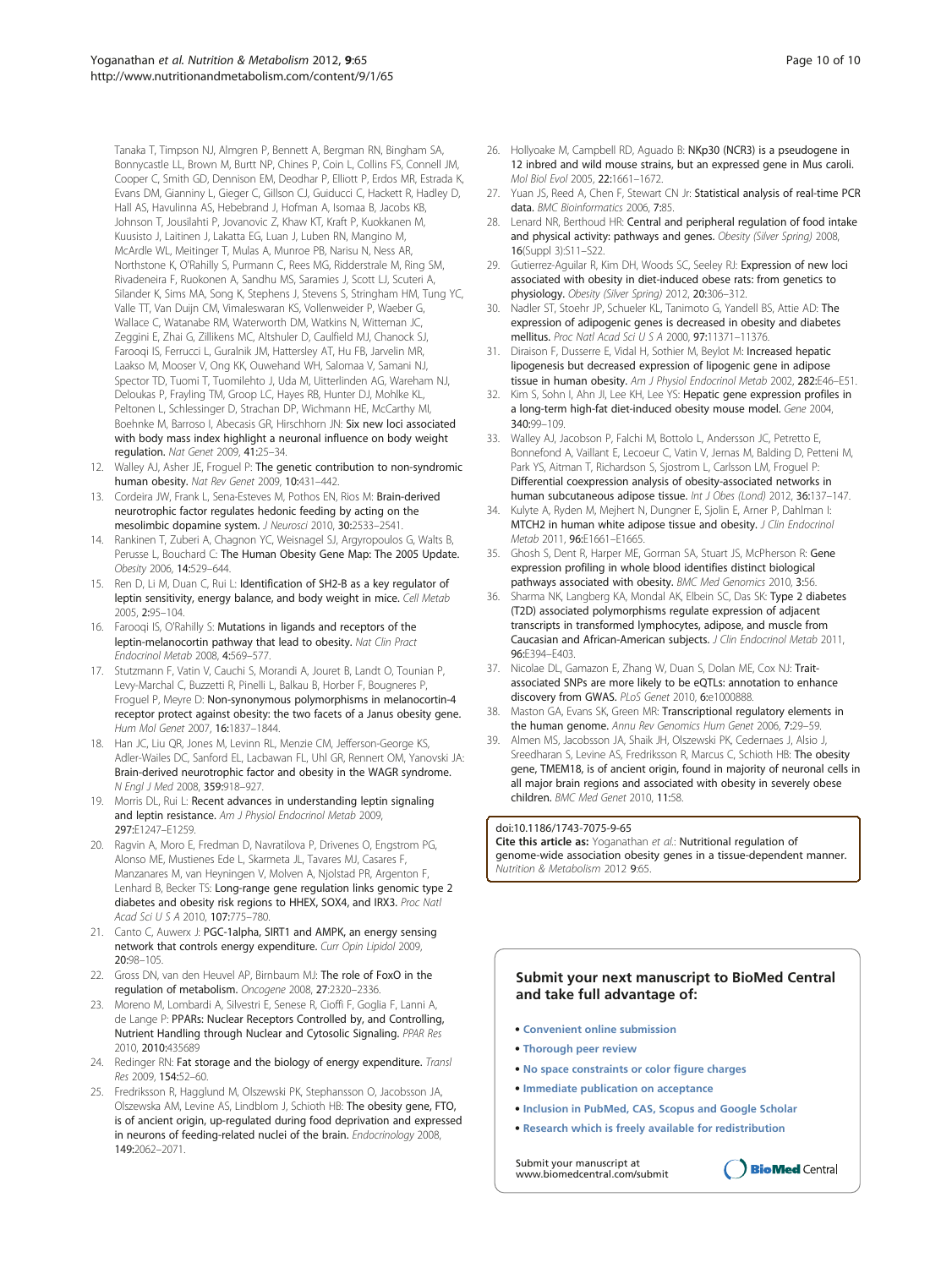Tanaka T, Timpson NJ, Almgren P, Bennett A, Bergman RN, Bingham SA, Bonnycastle LL, Brown M, Burtt NP, Chines P, Coin L, Collins FS, Connell JM, Cooper C, Smith GD, Dennison EM, Deodhar P, Elliott P, Erdos MR, Estrada K, Evans DM, Gianniny L, Gieger C, Gillson CJ, Guiducci C, Hackett R, Hadley D, Hall AS, Havulinna AS, Hebebrand J, Hofman A, Isomaa B, Jacobs KB, Johnson T, Jousilahti P, Jovanovic Z, Khaw KT, Kraft P, Kuokkanen M, Kuusisto J, Laitinen J, Lakatta EG, Luan J, Luben RN, Mangino M, McArdle WL, Meitinger T, Mulas A, Munroe PB, Narisu N, Ness AR, Northstone K, O'Rahilly S, Purmann C, Rees MG, Ridderstrale M, Ring SM, Rivadeneira F, Ruokonen A, Sandhu MS, Saramies J, Scott LJ, Scuteri A, Silander K, Sims MA, Song K, Stephens J, Stevens S, Stringham HM, Tung YC, Valle TT, Van Duijn CM, Vimaleswaran KS, Vollenweider P, Waeber G, Wallace C, Watanabe RM, Waterworth DM, Watkins N, Witteman JC, Zeggini E, Zhai G, Zillikens MC, Altshuler D, Caulfield MJ, Chanock SJ, Farooqi IS, Ferrucci L, Guralnik JM, Hattersley AT, Hu FB, Jarvelin MR, Laakso M, Mooser V, Ong KK, Ouwehand WH, Salomaa V, Samani NJ, Spector TD, Tuomi T, Tuomilehto J, Uda M, Uitterlinden AG, Wareham NJ, Deloukas P, Frayling TM, Groop LC, Hayes RB, Hunter DJ, Mohlke KL, Peltonen L, Schlessinger D, Strachan DP, Wichmann HE, McCarthy MI, Boehnke M, Barroso I, Abecasis GR, Hirschhorn JN: **Six new loci associated with body mass index highlight a neuronal influence on body weight regulation.** *Nat Genet* 2009, **41**:25–34.

12. Walley AJ, Asher JE, Froguel P: **The genetic contribution to non-syndromic human obesity.** *Nat Rev Genet* 2009, **10**:431–442.
13. Cordeira JW, Frank L, Sena-Esteves M, Pothos EN, Rios M: **Brain-derived neurotrophic factor regulates hedonic feeding by acting on the mesolimbic dopamine system.** *J Neurosci* 2010, **30**:2533–2541.
14. Rankinen T, Zuberi A, Chagnon YC, Weisnagel SJ, Argyropoulos G, Walts B, Perusse L, Bouchard C: **The Human Obesity Gene Map: The 2005 Update.** *Obesity* 2006, **14**:529–644.
15. Ren D, Li M, Duan C, Rui L: **Identification of SH2-B as a key regulator of leptin sensitivity, energy balance, and body weight in mice.** *Cell Metab* 2005, **2**:95–104.
16. Farooqi IS, O'Rahilly S: **Mutations in ligands and receptors of the leptin-melanocortin pathway that lead to obesity.** *Nat Clin Pract Endocrinol Metab* 2008, **4**:569–577.
17. Stutzmann F, Vatin V, Cauchi S, Morandi A, Jouret B, Landt O, Tounian P, Levy-Marchal C, Buzzetti R, Pinelli L, Balkau B, Horber F, Bougneres P, Froguel P, Meyre D: **Non-synonymous polymorphisms in melanocortin-4 receptor protect against obesity: the two facets of a Janus obesity gene.** *Hum Mol Genet* 2007, **16**:1837–1844.
18. Han JC, Liu QR, Jones M, Levinn RL, Menzie CM, Jefferson-George KS, Adler-Wailes DC, Sanford EL, Lacbawan FL, Uhl GR, Rennert OM, Yanovski JA: **Brain-derived neurotrophic factor and obesity in the WAGR syndrome.** *N Engl J Med* 2008, **359**:918–927.
19. Morris DL, Rui L: **Recent advances in understanding leptin signaling and leptin resistance.** *Am J Physiol Endocrinol Metab* 2009, **297**:E1247–E1259.
20. Ragvin A, Moro E, Fredman D, Navratilova P, Drivenes O, Engstrom PG, Alonso ME, Mustienes Ede L, Skarmeta JL, Tavares MJ, Casares F, Manzanares M, van Heyningen V, Molven A, Njolstad PR, Argenton F, Lenhard B, Becker TS: **Long-range gene regulation links genomic type 2 diabetes and obesity risk regions to HHEX, SOX4, and IRX3.** *Proc Natl Acad Sci U S A* 2010, **107**:775–780.
21. Canto C, Auwerx J: **PGC-1alpha, SIRT1 and AMPK, an energy sensing network that controls energy expenditure.** *Curr Opin Lipidol* 2009, **20**:98–105.
22. Gross DN, van den Heuvel AP, Birnbaum MJ: **The role of FoxO in the regulation of metabolism.** *Oncogene* 2008, **27**:2320–2336.
23. Moreno M, Lombardi A, Silvestri E, Senese R, Cioffi F, Goglia F, Lanni A, de Lange P: **PPARs: Nuclear Receptors Controlled by, and Controlling, Nutrient Handling through Nuclear and Cytosolic Signaling.** *PPAR Res* 2010, **2010**:435689
24. Redinger RN: **Fat storage and the biology of energy expenditure.** *Transl Res* 2009, **154**:52–60.
25. Fredriksson R, Hagglund M, Olszewski PK, Stephansson O, Jacobsson JA, Olszewska AM, Levine AS, Lindblom J, Schioth HB: **The obesity gene, FTO, is of ancient origin, up-regulated during food deprivation and expressed in neurons of feeding-related nuclei of the brain.** *Endocrinology* 2008, **149**:2062–2071.
26. Hollyoake M, Campbell RD, Aguado B: **NKp30 (NCR3) is a pseudogene in 12 inbred and wild mouse strains, but an expressed gene in Mus caroli.** *Mol Biol Evol* 2005, **22**:1661–1672.
27. Yuan JS, Reed A, Chen F, Stewart CN Jr: **Statistical analysis of real-time PCR data.** *BMC Bioinformatics* 2006, **7**:85.
28. Lenard NR, Berthoud HR: **Central and peripheral regulation of food intake and physical activity: pathways and genes.** *Obesity (Silver Spring)* 2008, **16**(Suppl 3):S11–S22.
29. Gutierrez-Aguilar R, Kim DH, Woods SC, Seeley RJ: **Expression of new loci associated with obesity in diet-induced obese rats: from genetics to physiology.** *Obesity (Silver Spring)* 2012, **20**:306–312.
30. Nadler ST, Stoehr JP, Schueler KL, Tanimoto G, Yandell BS, Attie AD: **The expression of adipogenic genes is decreased in obesity and diabetes mellitus.** *Proc Natl Acad Sci U S A* 2000, **97**:11371–11376.
31. Diraison F, Dusserre E, Vidal H, Sothier M, Beylot M: **Increased hepatic lipogenesis but decreased expression of lipogenic gene in adipose tissue in human obesity.** *Am J Physiol Endocrinol Metab* 2002, **282**:E46–E51.
32. Kim S, Sohn I, Ahn JI, Lee KH, Lee YS: **Hepatic gene expression profiles in a long-term high-fat diet-induced obesity mouse model.** *Gene* 2004, **340**:99–109.
33. Walley AJ, Jacobson P, Falchi M, Bottolo L, Andersson JC, Petretto E, Bonnefond A, Vaillant E, Lecoeur C, Vatin V, Jernas M, Balding D, Petteni M, Park YS, Aitman T, Richardson S, Sjostrom L, Carlsson LM, Froguel P: **Differential coexpression analysis of obesity-associated networks in human subcutaneous adipose tissue.** *Int J Obes (Lond)* 2012, **36**:137–147.
34. Kulyte A, Ryden M, Mejhert N, Dungner E, Sjolin E, Arner P, Dahlman I: **MTCH2 in human white adipose tissue and obesity.** *J Clin Endocrinol Metab* 2011, **96**:E1661–E1665.
35. Ghosh S, Dent R, Harper ME, Gorman SA, Stuart JS, McPherson R: **Gene expression profiling in whole blood identifies distinct biological pathways associated with obesity.** *BMC Med Genomics* 2010, **3**:56.
36. Sharma NK, Langberg KA, Mondal AK, Elbein SC, Das SK: **Type 2 diabetes (T2D) associated polymorphisms regulate expression of adjacent transcripts in transformed lymphocytes, adipose, and muscle from Caucasian and African-American subjects.** *J Clin Endocrinol Metab* 2011, **96**:E394–E403.
37. Nicolae DL, Gamazon E, Zhang W, Duan S, Dolan ME, Cox NJ: **Trait-associated SNPs are more likely to be eQTLs: annotation to enhance discovery from GWAS.** *PLoS Genet* 2010, **6**:e1000888.
38. Maston GA, Evans SK, Green MR: **Transcriptional regulatory elements in the human genome.** *Annu Rev Genomics Hum Genet* 2006, **7**:29–59.
39. Almen MS, Jacobsson JA, Shaik JH, Olszewski PK, Cedernaes J, Alsio J, Sreedharan S, Levine AS, Fredriksson R, Marcus C, Schioth HB: **The obesity gene, TMEM18, is of ancient origin, found in majority of neuronal cells in all major brain regions and associated with obesity in severely obese children.** *BMC Med Genet* 2010, **11**:58.

doi:10.1186/1743-7075-9-65

**Cite this article as:** Yoganathan *et al.*: Nutritional regulation of genome-wide association obesity genes in a tissue-dependent manner. *Nutrition & Metabolism* 2012 **9**:65.

**Submit your next manuscript to BioMed Central and take full advantage of:**

- Convenient online submission
- Thorough peer review
- No space constraints or color figure charges
- Immediate publication on acceptance
- Inclusion in PubMed, CAS, Scopus and Google Scholar
- Research which is freely available for redistribution

Submit your manuscript at www.biomedcentral.com/submit

BioMed Central